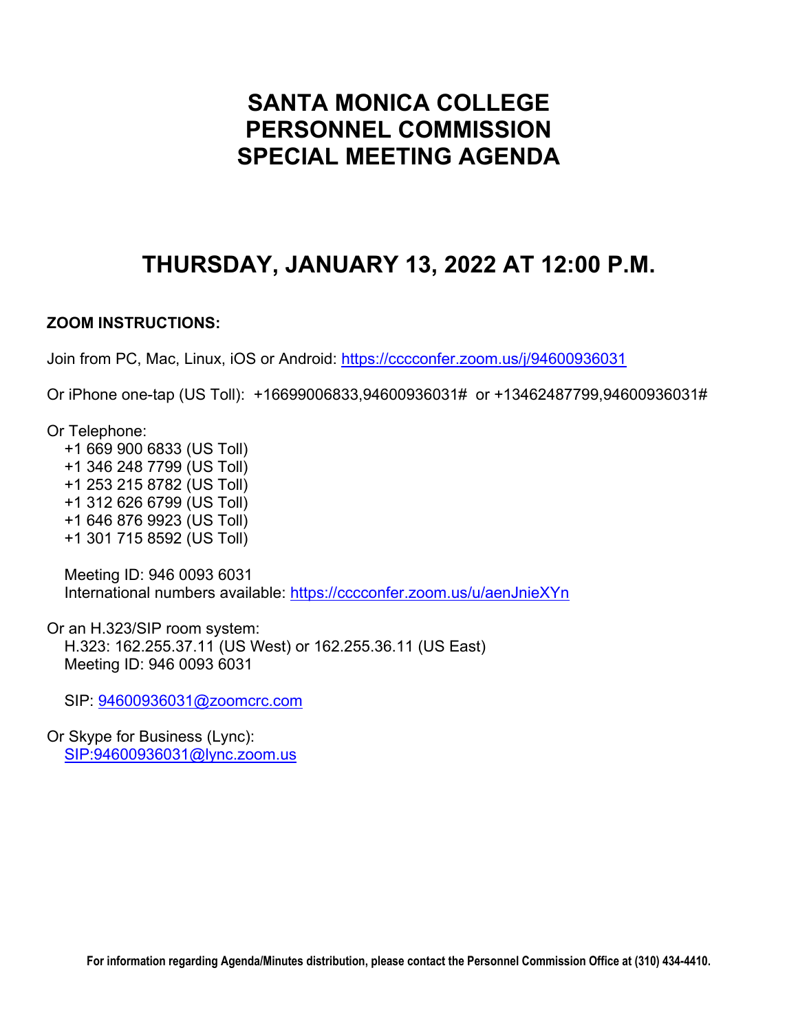# SANTA MONICA COLLEGE PERSONNEL COMMISSION SPECIAL MEETING AGENDA

## THURSDAY, JANUARY 13, 2022 AT 12:00 P.M.

**ZOOM INSTRUCTIONS:**

Join from PC, Mac, Linux, iOS or Android: https://cccconfer.zoom.us/j/94600936031

Or iPhone one-tap (US Toll): +16699006833,94600936031# or +13462487799,94600936031#

Or Telephone:

+1 669 900 6833 (US Toll)
+1 346 248 7799 (US Toll)
+1 253 215 8782 (US Toll)
+1 312 626 6799 (US Toll)
+1 646 876 9923 (US Toll)
+1 301 715 8592 (US Toll)

Meeting ID: 946 0093 6031
International numbers available: https://cccconfer.zoom.us/u/aenJnieXYn

Or an H.323/SIP room system:
H.323: 162.255.37.11 (US West) or 162.255.36.11 (US East)
Meeting ID: 946 0093 6031

SIP: 94600936031@zoomcrc.com

Or Skype for Business (Lync):
SIP:94600936031@lync.zoom.us

**For information regarding Agenda/Minutes distribution, please contact the Personnel Commission Office at (310) 434-4410.**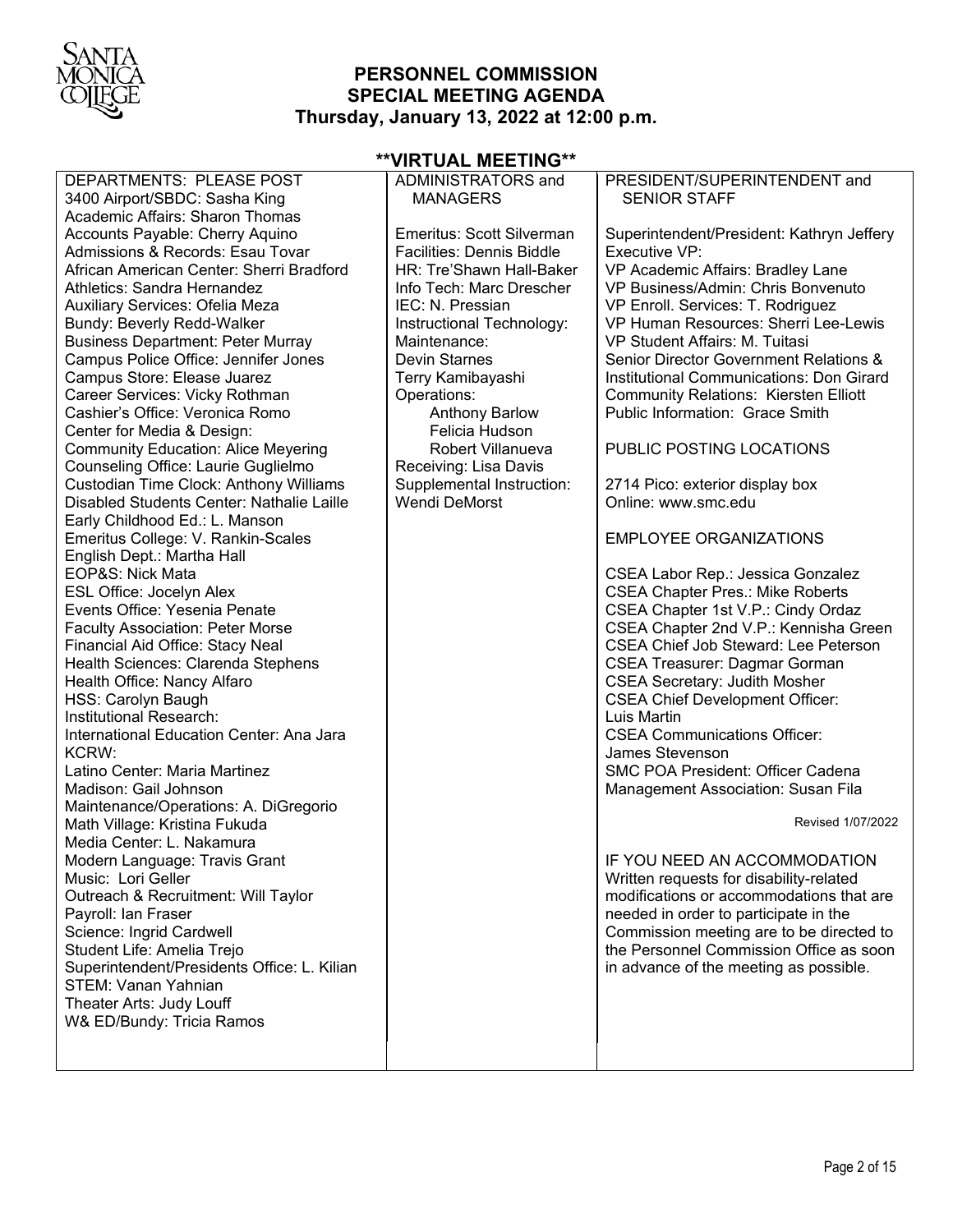# PERSONNEL COMMISSION
## SPECIAL MEETING AGENDA
### Thursday, January 13, 2022 at 12:00 p.m.

**\*\*VIRTUAL MEETING\*\***

DEPARTMENTS: PLEASE POST

- 3400 Airport/SBDC: Sasha King
- Academic Affairs: Sharon Thomas
- Accounts Payable: Cherry Aquino
- Admissions & Records: Esau Tovar
- African American Center: Sherri Bradford
- Athletics: Sandra Hernandez
- Auxiliary Services: Ofelia Meza
- Bundy: Beverly Redd-Walker
- Business Department: Peter Murray
- Campus Police Office: Jennifer Jones
- Campus Store: Elease Juarez
- Career Services: Vicky Rothman
- Cashier's Office: Veronica Romo
- Center for Media & Design:
- Community Education: Alice Meyering
- Counseling Office: Laurie Guglielmo
- Custodian Time Clock: Anthony Williams
- Disabled Students Center: Nathalie Laille
- Early Childhood Ed.: L. Manson
- Emeritus College: V. Rankin-Scales
- English Dept.: Martha Hall
- EOP&S: Nick Mata
- ESL Office: Jocelyn Alex
- Events Office: Yesenia Penate
- Faculty Association: Peter Morse
- Financial Aid Office: Stacy Neal
- Health Sciences: Clarenda Stephens
- Health Office: Nancy Alfaro
- HSS: Carolyn Baugh
- Institutional Research:
- International Education Center: Ana Jara
- KCRW:
- Latino Center: Maria Martinez
- Madison: Gail Johnson
- Maintenance/Operations: A. DiGregorio
- Math Village: Kristina Fukuda
- Media Center: L. Nakamura
- Modern Language: Travis Grant
- Music: Lori Geller
- Outreach & Recruitment: Will Taylor
- Payroll: Ian Fraser
- Science: Ingrid Cardwell
- Student Life: Amelia Trejo
- Superintendent/Presidents Office: L. Kilian
- STEM: Vanan Yahnian
- Theater Arts: Judy Louff
- W& ED/Bundy: Tricia Ramos

ADMINISTRATORS and MANAGERS

- Emeritus: Scott Silverman
- Facilities: Dennis Biddle
- HR: Tre'Shawn Hall-Baker
- Info Tech: Marc Drescher
- IEC: N. Pressian
- Instructional Technology:
- Maintenance:
  - Devin Starnes
  - Terry Kamibayashi
- Operations:
  - Anthony Barlow
  - Felicia Hudson
  - Robert Villanueva
- Receiving: Lisa Davis
- Supplemental Instruction: Wendi DeMorst

PRESIDENT/SUPERINTENDENT and SENIOR STAFF

- Superintendent/President: Kathryn Jeffery
- Executive VP:
- VP Academic Affairs: Bradley Lane
- VP Business/Admin: Chris Bonvenuto
- VP Enroll. Services: T. Rodriguez
- VP Human Resources: Sherri Lee-Lewis
- VP Student Affairs: M. Tuitasi
- Senior Director Government Relations & Institutional Communications: Don Girard
- Community Relations: Kiersten Elliott
- Public Information: Grace Smith

PUBLIC POSTING LOCATIONS

- 2714 Pico: exterior display box
- Online: www.smc.edu

EMPLOYEE ORGANIZATIONS

- CSEA Labor Rep.: Jessica Gonzalez
- CSEA Chapter Pres.: Mike Roberts
- CSEA Chapter 1st V.P.: Cindy Ordaz
- CSEA Chapter 2nd V.P.: Kennisha Green
- CSEA Chief Job Steward: Lee Peterson
- CSEA Treasurer: Dagmar Gorman
- CSEA Secretary: Judith Mosher
- CSEA Chief Development Officer: Luis Martin
- CSEA Communications Officer: James Stevenson
- SMC POA President: Officer Cadena
- Management Association: Susan Fila

Revised 1/07/2022

IF YOU NEED AN ACCOMMODATION

Written requests for disability-related modifications or accommodations that are needed in order to participate in the Commission meeting are to be directed to the Personnel Commission Office as soon in advance of the meeting as possible.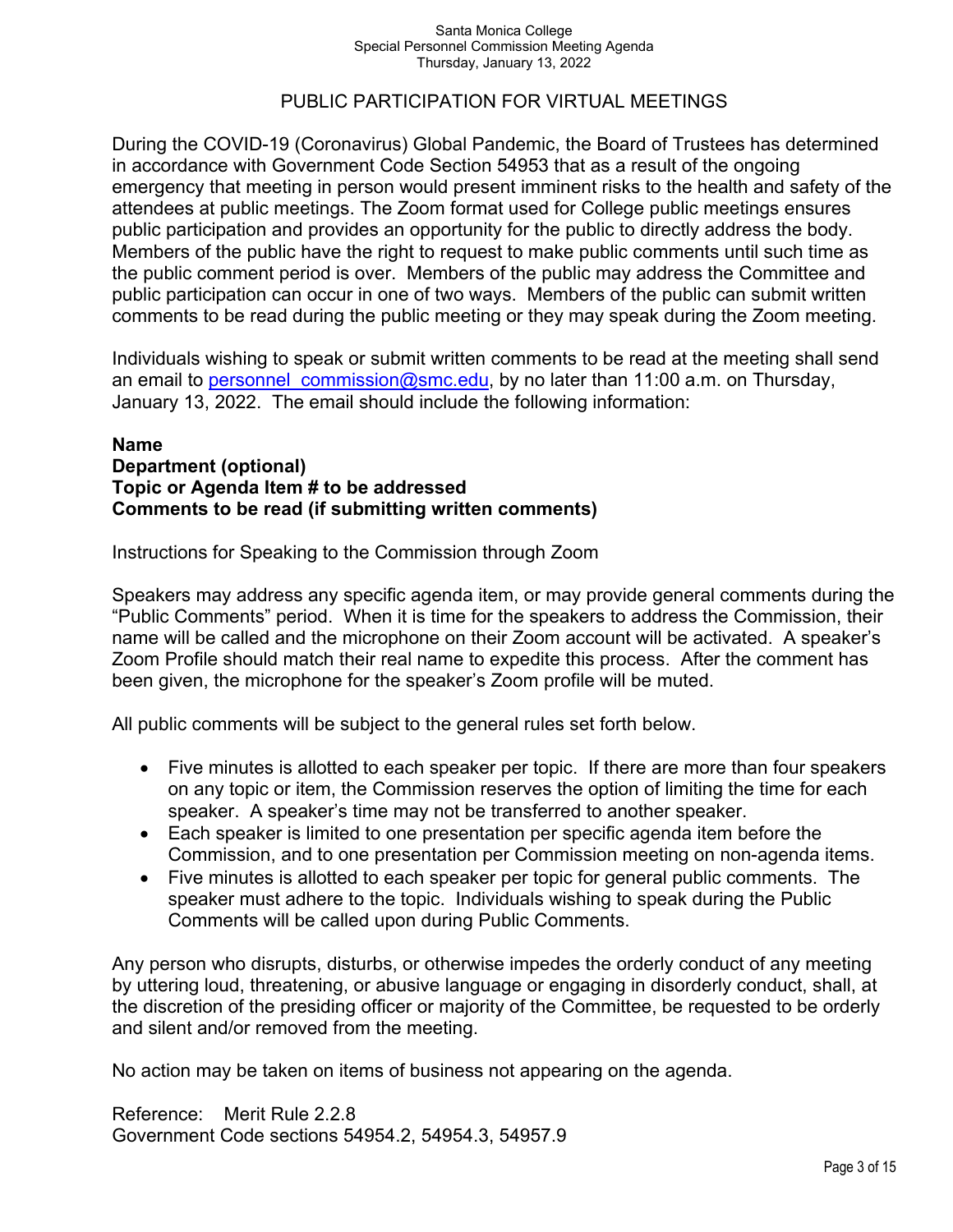# PUBLIC PARTICIPATION FOR VIRTUAL MEETINGS

During the COVID-19 (Coronavirus) Global Pandemic, the Board of Trustees has determined in accordance with Government Code Section 54953 that as a result of the ongoing emergency that meeting in person would present imminent risks to the health and safety of the attendees at public meetings. The Zoom format used for College public meetings ensures public participation and provides an opportunity for the public to directly address the body. Members of the public have the right to request to make public comments until such time as the public comment period is over. Members of the public may address the Committee and public participation can occur in one of two ways. Members of the public can submit written comments to be read during the public meeting or they may speak during the Zoom meeting.

Individuals wishing to speak or submit written comments to be read at the meeting shall send an email to personnel_commission@smc.edu, by no later than 11:00 a.m. on Thursday, January 13, 2022. The email should include the following information:

**Name**
**Department (optional)**
**Topic or Agenda Item # to be addressed**
**Comments to be read (if submitting written comments)**

Instructions for Speaking to the Commission through Zoom

Speakers may address any specific agenda item, or may provide general comments during the "Public Comments" period. When it is time for the speakers to address the Commission, their name will be called and the microphone on their Zoom account will be activated. A speaker's Zoom Profile should match their real name to expedite this process. After the comment has been given, the microphone for the speaker's Zoom profile will be muted.

All public comments will be subject to the general rules set forth below.

- Five minutes is allotted to each speaker per topic. If there are more than four speakers on any topic or item, the Commission reserves the option of limiting the time for each speaker. A speaker's time may not be transferred to another speaker.
- Each speaker is limited to one presentation per specific agenda item before the Commission, and to one presentation per Commission meeting on non-agenda items.
- Five minutes is allotted to each speaker per topic for general public comments. The speaker must adhere to the topic. Individuals wishing to speak during the Public Comments will be called upon during Public Comments.

Any person who disrupts, disturbs, or otherwise impedes the orderly conduct of any meeting by uttering loud, threatening, or abusive language or engaging in disorderly conduct, shall, at the discretion of the presiding officer or majority of the Committee, be requested to be orderly and silent and/or removed from the meeting.

No action may be taken on items of business not appearing on the agenda.

Reference: Merit Rule 2.2.8
Government Code sections 54954.2, 54954.3, 54957.9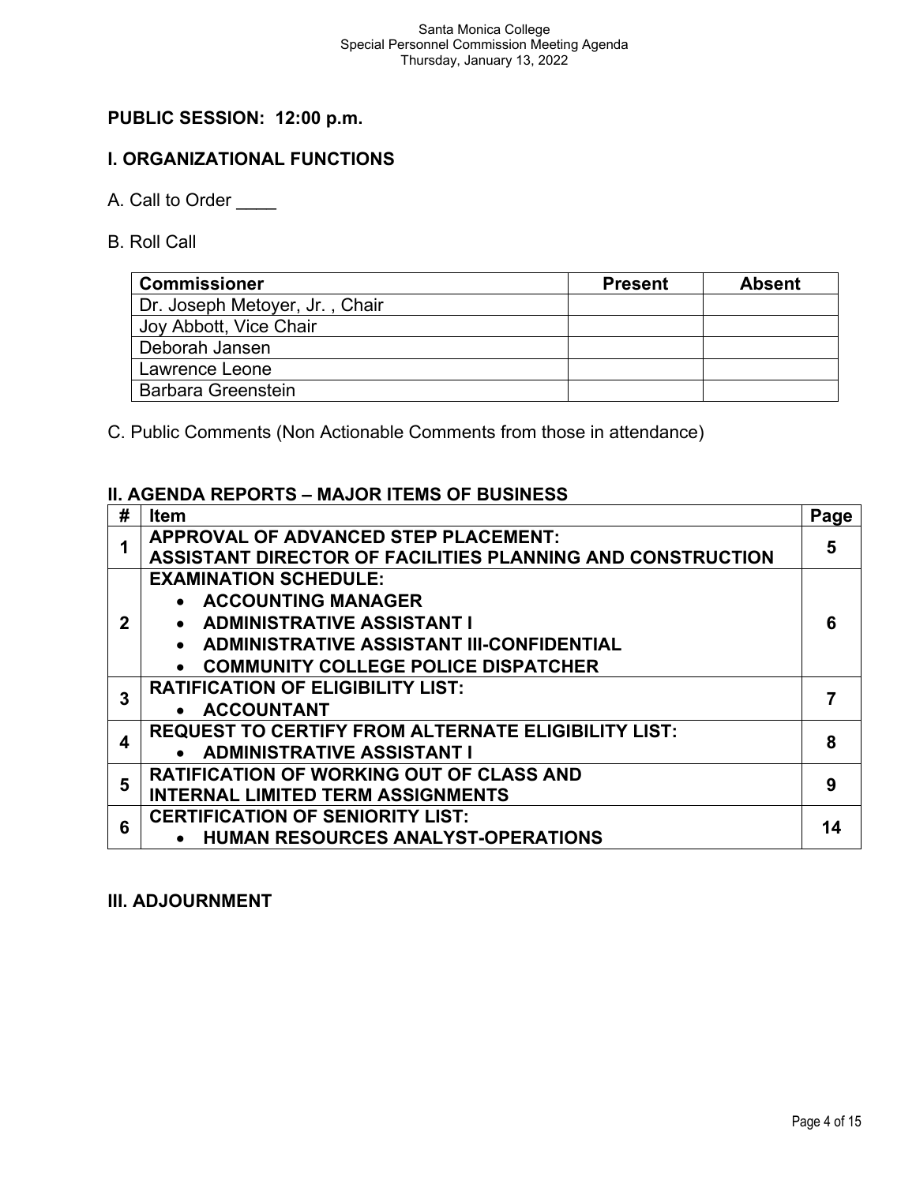Santa Monica College
Special Personnel Commission Meeting Agenda
Thursday, January 13, 2022

## PUBLIC SESSION: 12:00 p.m.

## I. ORGANIZATIONAL FUNCTIONS

A. Call to Order \_\_\_\_

B. Roll Call

| Commissioner | Present | Absent |
|---|---|---|
| Dr. Joseph Metoyer, Jr. , Chair | | |
| Joy Abbott, Vice Chair | | |
| Deborah Jansen | | |
| Lawrence Leone | | |
| Barbara Greenstein | | |

C. Public Comments (Non Actionable Comments from those in attendance)

## II. AGENDA REPORTS – MAJOR ITEMS OF BUSINESS

| # | Item | Page |
|---|---|---|
| 1 | **APPROVAL OF ADVANCED STEP PLACEMENT: ASSISTANT DIRECTOR OF FACILITIES PLANNING AND CONSTRUCTION** | 5 |
| 2 | **EXAMINATION SCHEDULE:** • **ACCOUNTING MANAGER** • **ADMINISTRATIVE ASSISTANT I** • **ADMINISTRATIVE ASSISTANT III-CONFIDENTIAL** • **COMMUNITY COLLEGE POLICE DISPATCHER** | 6 |
| 3 | **RATIFICATION OF ELIGIBILITY LIST:** • **ACCOUNTANT** | 7 |
| 4 | **REQUEST TO CERTIFY FROM ALTERNATE ELIGIBILITY LIST:** • **ADMINISTRATIVE ASSISTANT I** | 8 |
| 5 | **RATIFICATION OF WORKING OUT OF CLASS AND INTERNAL LIMITED TERM ASSIGNMENTS** | 9 |
| 6 | **CERTIFICATION OF SENIORITY LIST:** • **HUMAN RESOURCES ANALYST-OPERATIONS** | 14 |

## III. ADJOURNMENT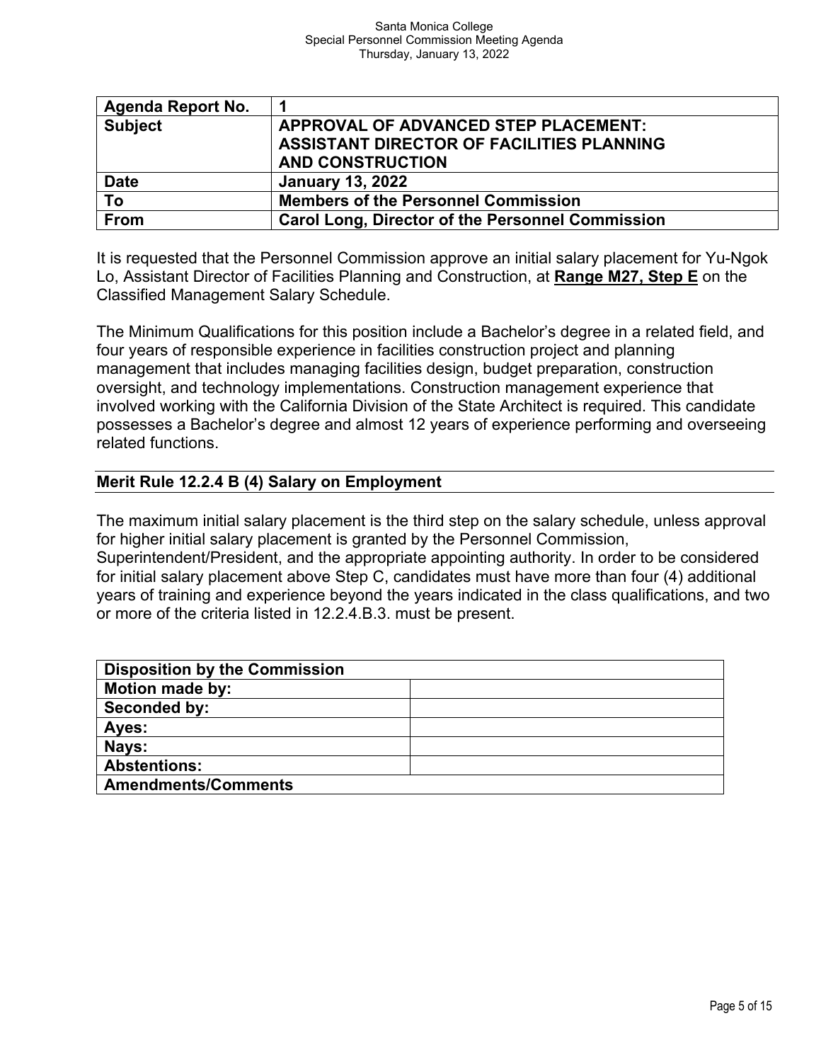| Agenda Report No. | 1 |
|---|---|
| **Subject** | **APPROVAL OF ADVANCED STEP PLACEMENT: ASSISTANT DIRECTOR OF FACILITIES PLANNING AND CONSTRUCTION** |
| **Date** | **January 13, 2022** |
| **To** | **Members of the Personnel Commission** |
| **From** | **Carol Long, Director of the Personnel Commission** |

It is requested that the Personnel Commission approve an initial salary placement for Yu-Ngok Lo, Assistant Director of Facilities Planning and Construction, at **Range M27, Step E** on the Classified Management Salary Schedule.

The Minimum Qualifications for this position include a Bachelor's degree in a related field, and four years of responsible experience in facilities construction project and planning management that includes managing facilities design, budget preparation, construction oversight, and technology implementations. Construction management experience that involved working with the California Division of the State Architect is required. This candidate possesses a Bachelor's degree and almost 12 years of experience performing and overseeing related functions.

### Merit Rule 12.2.4 B (4) Salary on Employment

The maximum initial salary placement is the third step on the salary schedule, unless approval for higher initial salary placement is granted by the Personnel Commission, Superintendent/President, and the appropriate appointing authority. In order to be considered for initial salary placement above Step C, candidates must have more than four (4) additional years of training and experience beyond the years indicated in the class qualifications, and two or more of the criteria listed in 12.2.4.B.3. must be present.

| Disposition by the Commission | |
|---|---|
| **Motion made by:** | |
| **Seconded by:** | |
| **Ayes:** | |
| **Nays:** | |
| **Abstentions:** | |
| **Amendments/Comments** | |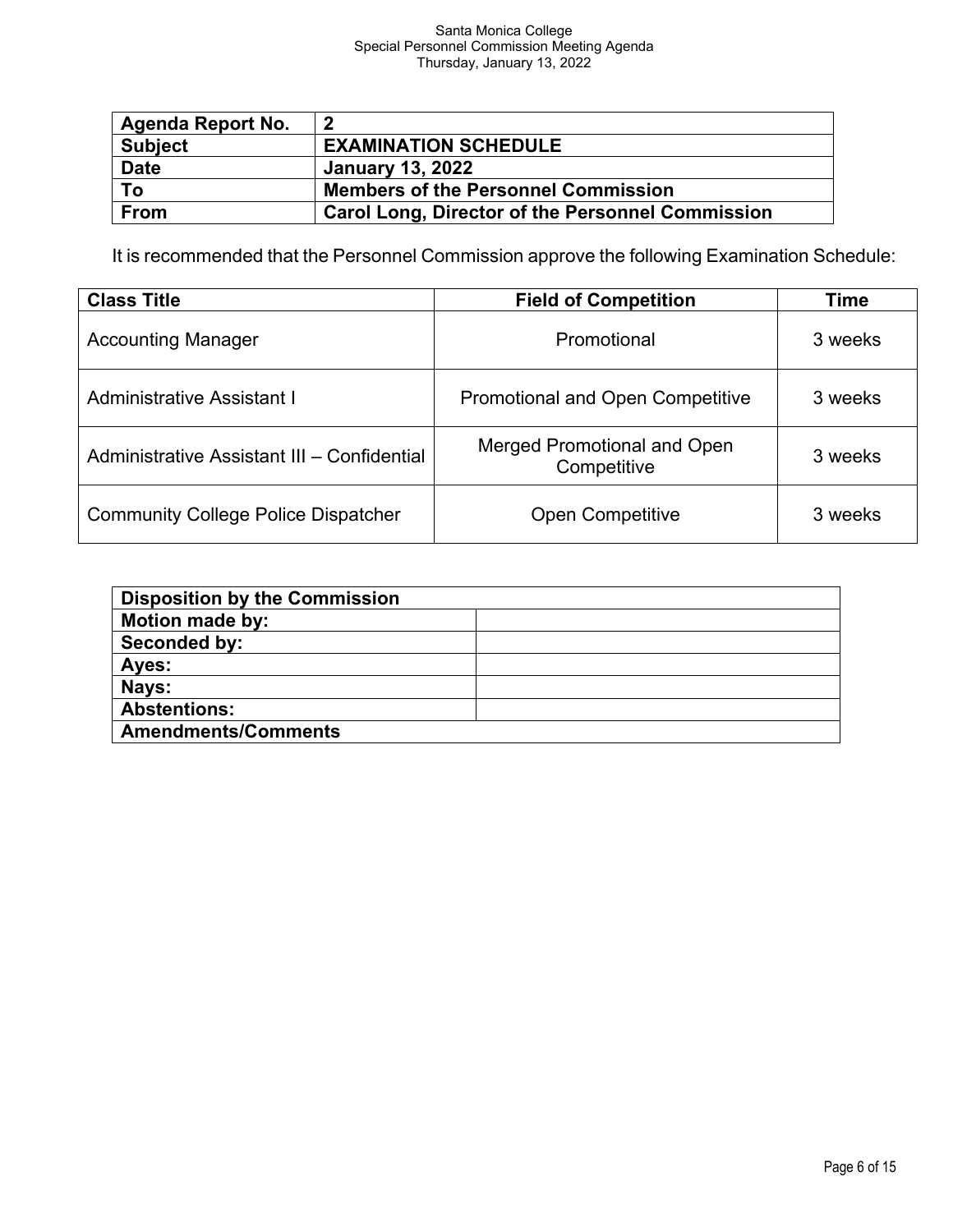| Agenda Report No. | 2 |
|---|---|
| Subject | EXAMINATION SCHEDULE |
| Date | January 13, 2022 |
| To | Members of the Personnel Commission |
| From | Carol Long, Director of the Personnel Commission |

It is recommended that the Personnel Commission approve the following Examination Schedule:

| Class Title | Field of Competition | Time |
|---|---|---|
| Accounting Manager | Promotional | 3 weeks |
| Administrative Assistant I | Promotional and Open Competitive | 3 weeks |
| Administrative Assistant III – Confidential | Merged Promotional and Open Competitive | 3 weeks |
| Community College Police Dispatcher | Open Competitive | 3 weeks |

| Disposition by the Commission | |
|---|---|
| Motion made by: | |
| Seconded by: | |
| Ayes: | |
| Nays: | |
| Abstentions: | |
| Amendments/Comments | |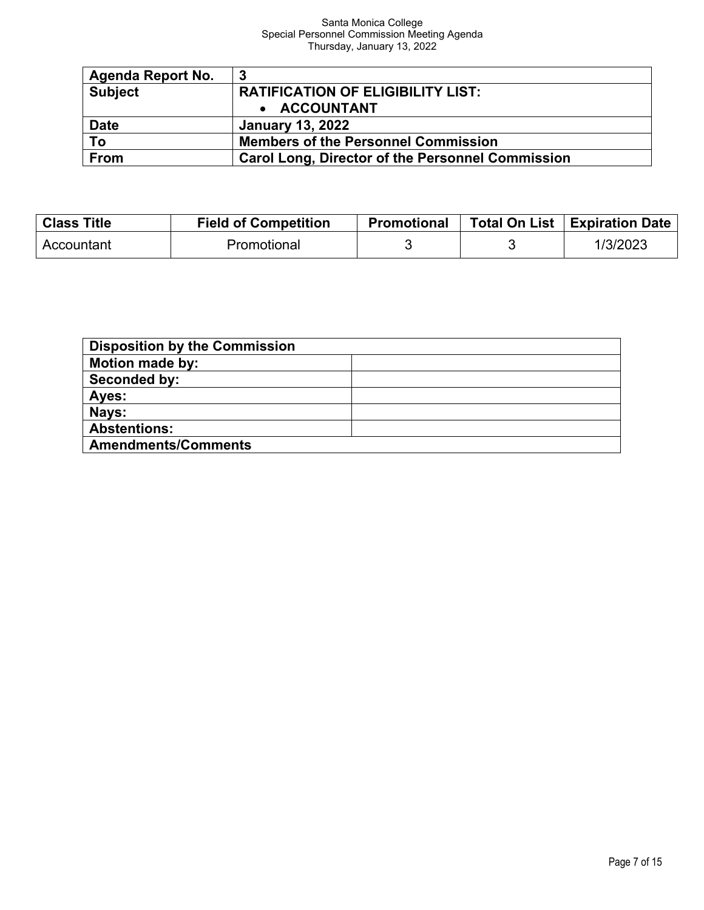| Agenda Report No. | 3 |
| --- | --- |
| Subject | **RATIFICATION OF ELIGIBILITY LIST:**<br>• **ACCOUNTANT** |
| Date | January 13, 2022 |
| To | Members of the Personnel Commission |
| From | Carol Long, Director of the Personnel Commission |

| Class Title | Field of Competition | Promotional | Total On List | Expiration Date |
| --- | --- | --- | --- | --- |
| Accountant | Promotional | 3 | 3 | 1/3/2023 |

| Disposition by the Commission | |
| --- | --- |
| Motion made by: | |
| Seconded by: | |
| Ayes: | |
| Nays: | |
| Abstentions: | |
| Amendments/Comments | |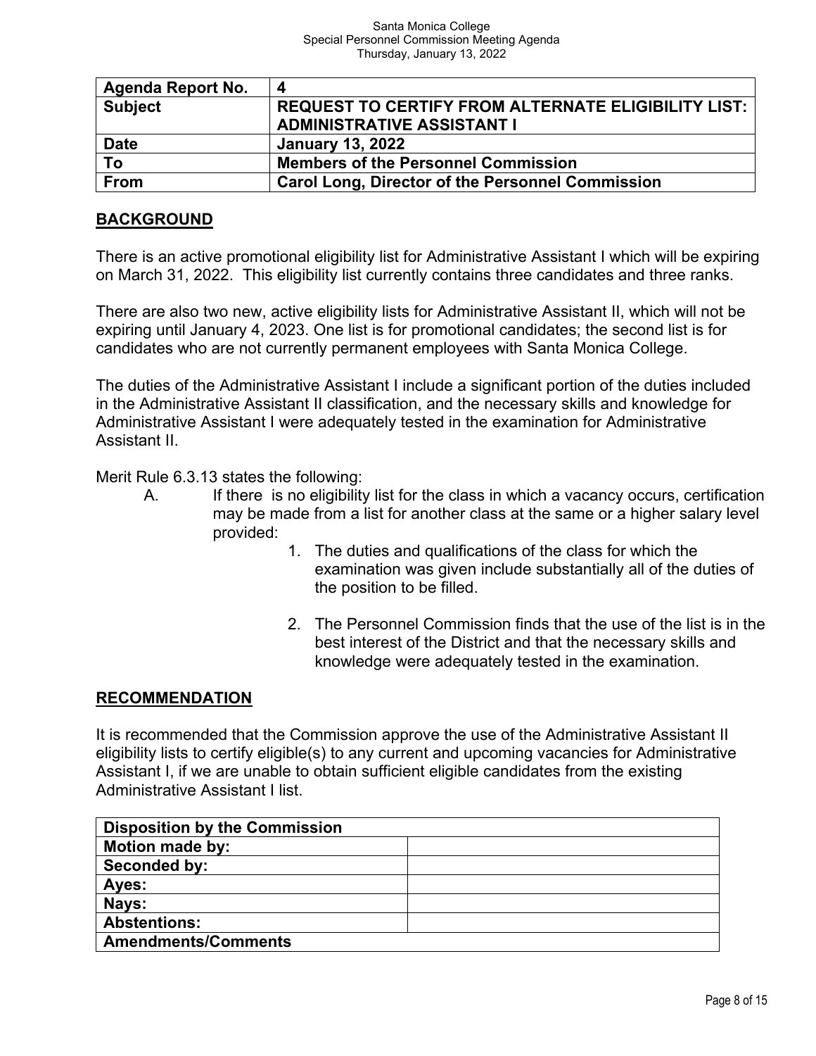| **Agenda Report No.** | **4** |
|---|---|
| **Subject** | **REQUEST TO CERTIFY FROM ALTERNATE ELIGIBILITY LIST: ADMINISTRATIVE ASSISTANT I** |
| **Date** | **January 13, 2022** |
| **To** | **Members of the Personnel Commission** |
| **From** | **Carol Long, Director of the Personnel Commission** |

## BACKGROUND

There is an active promotional eligibility list for Administrative Assistant I which will be expiring on March 31, 2022. This eligibility list currently contains three candidates and three ranks.

There are also two new, active eligibility lists for Administrative Assistant II, which will not be expiring until January 4, 2023. One list is for promotional candidates; the second list is for candidates who are not currently permanent employees with Santa Monica College.

The duties of the Administrative Assistant I include a significant portion of the duties included in the Administrative Assistant II classification, and the necessary skills and knowledge for Administrative Assistant I were adequately tested in the examination for Administrative Assistant II.

Merit Rule 6.3.13 states the following:

A. If there is no eligibility list for the class in which a vacancy occurs, certification may be made from a list for another class at the same or a higher salary level provided:

1. The duties and qualifications of the class for which the examination was given include substantially all of the duties of the position to be filled.

2. The Personnel Commission finds that the use of the list is in the best interest of the District and that the necessary skills and knowledge were adequately tested in the examination.

## RECOMMENDATION

It is recommended that the Commission approve the use of the Administrative Assistant II eligibility lists to certify eligible(s) to any current and upcoming vacancies for Administrative Assistant I, if we are unable to obtain sufficient eligible candidates from the existing Administrative Assistant I list.

| **Disposition by the Commission** | |
|---|---|
| **Motion made by:** | |
| **Seconded by:** | |
| **Ayes:** | |
| **Nays:** | |
| **Abstentions:** | |
| **Amendments/Comments** | |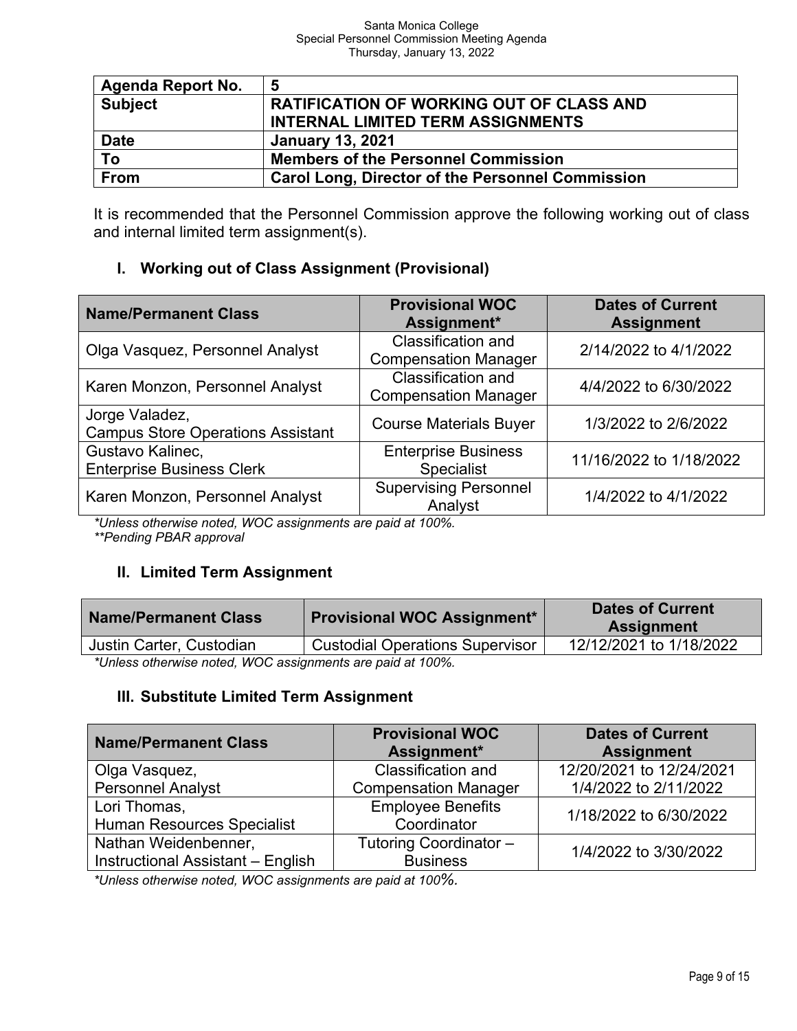| Agenda Report No. | 5 |
|---|---|
| Subject | RATIFICATION OF WORKING OUT OF CLASS AND INTERNAL LIMITED TERM ASSIGNMENTS |
| Date | January 13, 2021 |
| To | Members of the Personnel Commission |
| From | Carol Long, Director of the Personnel Commission |

It is recommended that the Personnel Commission approve the following working out of class and internal limited term assignment(s).

## I. Working out of Class Assignment (Provisional)

| Name/Permanent Class | Provisional WOC Assignment* | Dates of Current Assignment |
|---|---|---|
| Olga Vasquez, Personnel Analyst | Classification and Compensation Manager | 2/14/2022 to 4/1/2022 |
| Karen Monzon, Personnel Analyst | Classification and Compensation Manager | 4/4/2022 to 6/30/2022 |
| Jorge Valadez, Campus Store Operations Assistant | Course Materials Buyer | 1/3/2022 to 2/6/2022 |
| Gustavo Kalinec, Enterprise Business Clerk | Enterprise Business Specialist | 11/16/2022 to 1/18/2022 |
| Karen Monzon, Personnel Analyst | Supervising Personnel Analyst | 1/4/2022 to 4/1/2022 |

*\*Unless otherwise noted, WOC assignments are paid at 100%.*
*\*\*Pending PBAR approval*

## II. Limited Term Assignment

| Name/Permanent Class | Provisional WOC Assignment* | Dates of Current Assignment |
|---|---|---|
| Justin Carter, Custodian | Custodial Operations Supervisor | 12/12/2021 to 1/18/2022 |

*\*Unless otherwise noted, WOC assignments are paid at 100%.*

## III. Substitute Limited Term Assignment

| Name/Permanent Class | Provisional WOC Assignment* | Dates of Current Assignment |
|---|---|---|
| Olga Vasquez, Personnel Analyst | Classification and Compensation Manager | 12/20/2021 to 12/24/2021<br>1/4/2022 to 2/11/2022 |
| Lori Thomas, Human Resources Specialist | Employee Benefits Coordinator | 1/18/2022 to 6/30/2022 |
| Nathan Weidenbenner, Instructional Assistant – English | Tutoring Coordinator – Business | 1/4/2022 to 3/30/2022 |

*\*Unless otherwise noted, WOC assignments are paid at 100%.*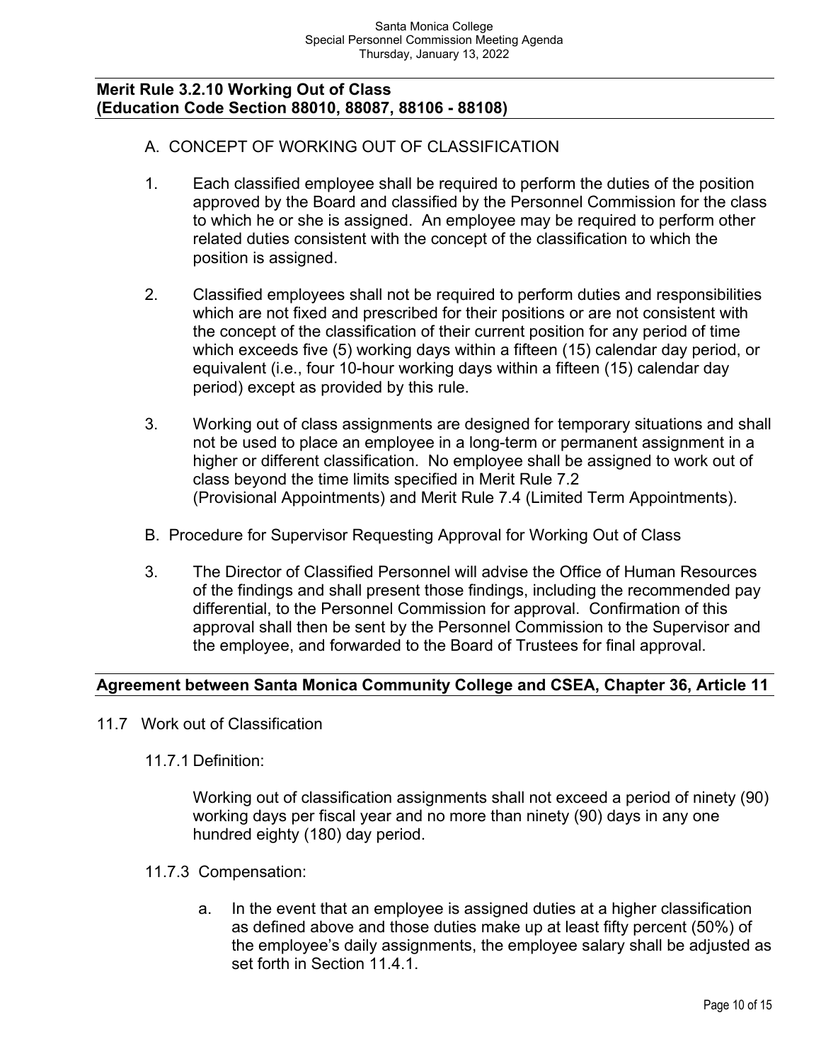### Merit Rule 3.2.10 Working Out of Class (Education Code Section 88010, 88087, 88106 - 88108)

A. CONCEPT OF WORKING OUT OF CLASSIFICATION

1. Each classified employee shall be required to perform the duties of the position approved by the Board and classified by the Personnel Commission for the class to which he or she is assigned. An employee may be required to perform other related duties consistent with the concept of the classification to which the position is assigned.

2. Classified employees shall not be required to perform duties and responsibilities which are not fixed and prescribed for their positions or are not consistent with the concept of the classification of their current position for any period of time which exceeds five (5) working days within a fifteen (15) calendar day period, or equivalent (i.e., four 10-hour working days within a fifteen (15) calendar day period) except as provided by this rule.

3. Working out of class assignments are designed for temporary situations and shall not be used to place an employee in a long-term or permanent assignment in a higher or different classification. No employee shall be assigned to work out of class beyond the time limits specified in Merit Rule 7.2 (Provisional Appointments) and Merit Rule 7.4 (Limited Term Appointments).

B. Procedure for Supervisor Requesting Approval for Working Out of Class

3. The Director of Classified Personnel will advise the Office of Human Resources of the findings and shall present those findings, including the recommended pay differential, to the Personnel Commission for approval. Confirmation of this approval shall then be sent by the Personnel Commission to the Supervisor and the employee, and forwarded to the Board of Trustees for final approval.

### Agreement between Santa Monica Community College and CSEA, Chapter 36, Article 11

11.7 Work out of Classification

11.7.1 Definition:

Working out of classification assignments shall not exceed a period of ninety (90) working days per fiscal year and no more than ninety (90) days in any one hundred eighty (180) day period.

11.7.3 Compensation:

a. In the event that an employee is assigned duties at a higher classification as defined above and those duties make up at least fifty percent (50%) of the employee's daily assignments, the employee salary shall be adjusted as set forth in Section 11.4.1.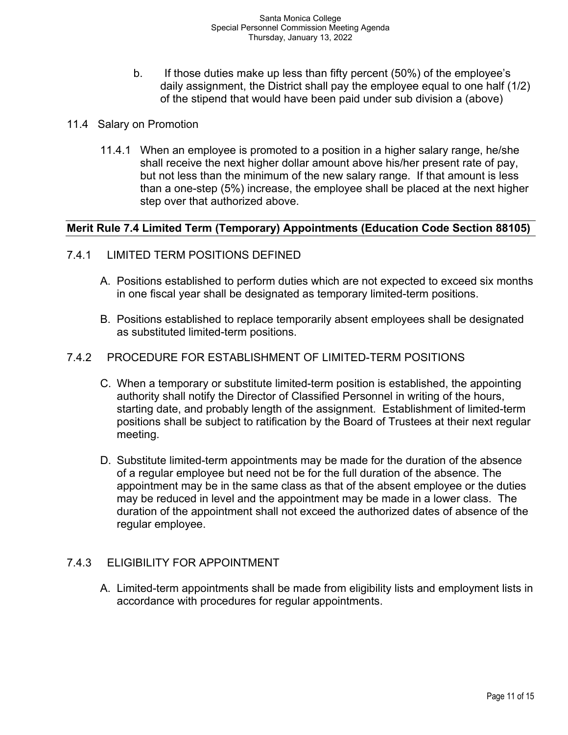b. If those duties make up less than fifty percent (50%) of the employee's daily assignment, the District shall pay the employee equal to one half (1/2) of the stipend that would have been paid under sub division a (above)

11.4 Salary on Promotion

11.4.1 When an employee is promoted to a position in a higher salary range, he/she shall receive the next higher dollar amount above his/her present rate of pay, but not less than the minimum of the new salary range. If that amount is less than a one-step (5%) increase, the employee shall be placed at the next higher step over that authorized above.

**Merit Rule 7.4 Limited Term (Temporary) Appointments (Education Code Section 88105)**

7.4.1 LIMITED TERM POSITIONS DEFINED

A. Positions established to perform duties which are not expected to exceed six months in one fiscal year shall be designated as temporary limited-term positions.

B. Positions established to replace temporarily absent employees shall be designated as substituted limited-term positions.

7.4.2 PROCEDURE FOR ESTABLISHMENT OF LIMITED-TERM POSITIONS

C. When a temporary or substitute limited-term position is established, the appointing authority shall notify the Director of Classified Personnel in writing of the hours, starting date, and probably length of the assignment. Establishment of limited-term positions shall be subject to ratification by the Board of Trustees at their next regular meeting.

D. Substitute limited-term appointments may be made for the duration of the absence of a regular employee but need not be for the full duration of the absence. The appointment may be in the same class as that of the absent employee or the duties may be reduced in level and the appointment may be made in a lower class. The duration of the appointment shall not exceed the authorized dates of absence of the regular employee.

7.4.3 ELIGIBILITY FOR APPOINTMENT

A. Limited-term appointments shall be made from eligibility lists and employment lists in accordance with procedures for regular appointments.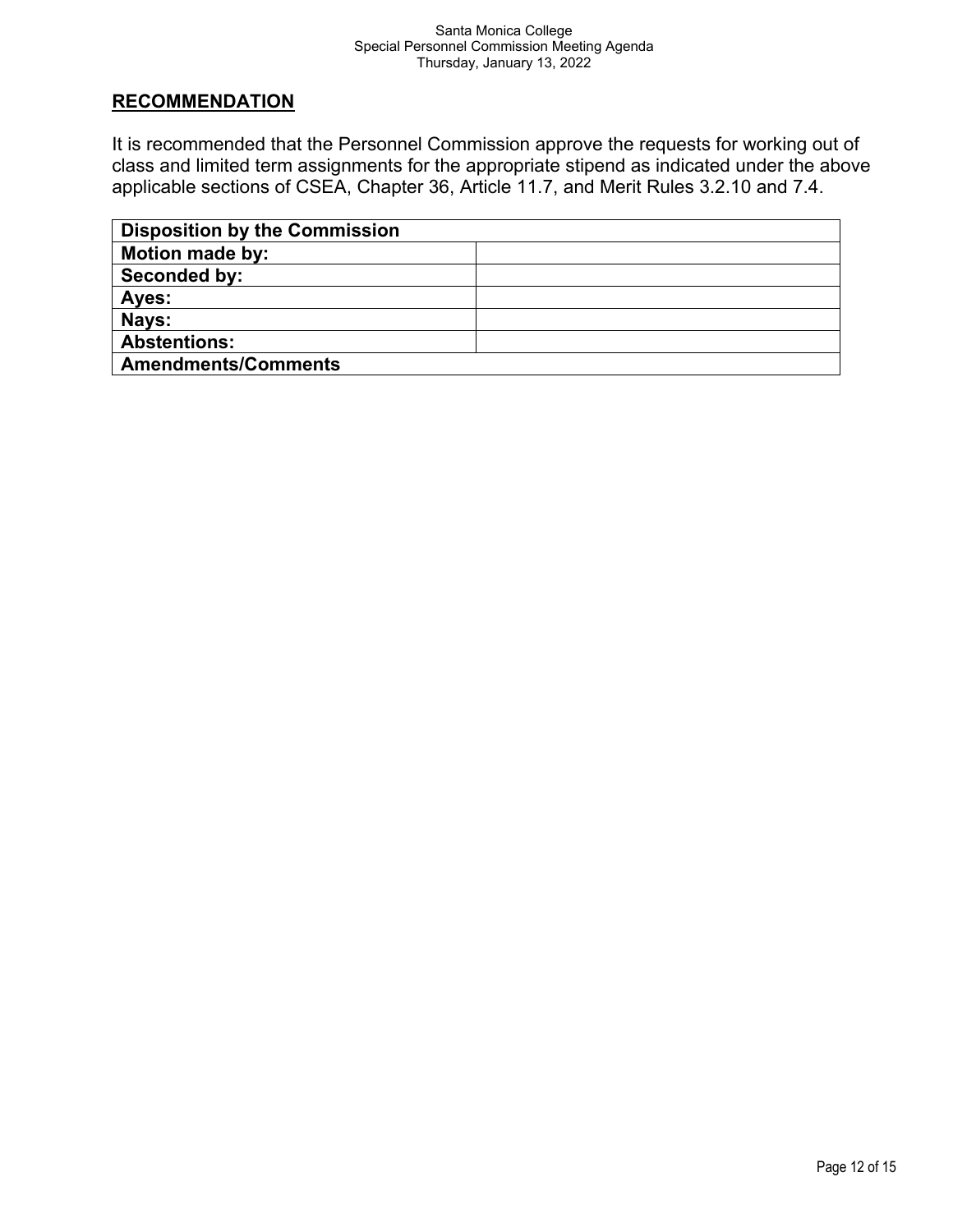## RECOMMENDATION

It is recommended that the Personnel Commission approve the requests for working out of class and limited term assignments for the appropriate stipend as indicated under the above applicable sections of CSEA, Chapter 36, Article 11.7, and Merit Rules 3.2.10 and 7.4.

| **Disposition by the Commission** | |
|---|---|
| **Motion made by:** | |
| **Seconded by:** | |
| **Ayes:** | |
| **Nays:** | |
| **Abstentions:** | |
| **Amendments/Comments** | |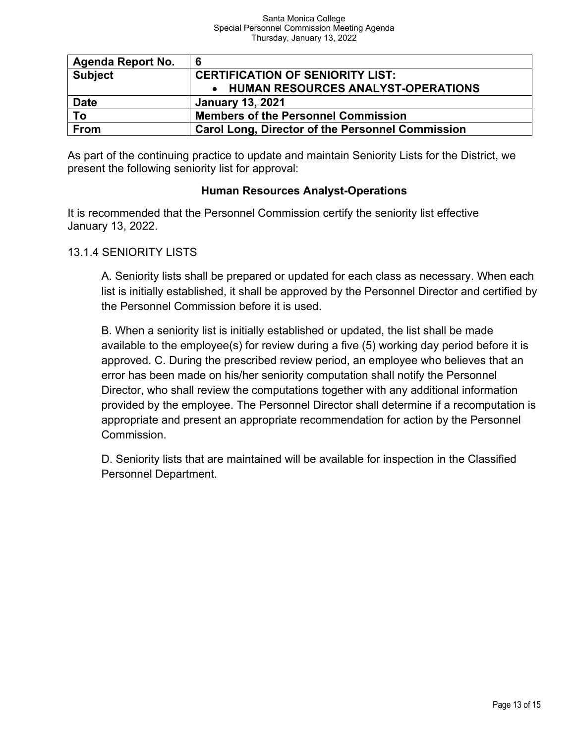| Agenda Report No. | 6 |
| --- | --- |
| **Subject** | **CERTIFICATION OF SENIORITY LIST:**<br>• **HUMAN RESOURCES ANALYST-OPERATIONS** |
| **Date** | **January 13, 2021** |
| **To** | **Members of the Personnel Commission** |
| **From** | **Carol Long, Director of the Personnel Commission** |

As part of the continuing practice to update and maintain Seniority Lists for the District, we present the following seniority list for approval:

**Human Resources Analyst-Operations**

It is recommended that the Personnel Commission certify the seniority list effective January 13, 2022.

13.1.4 SENIORITY LISTS

A. Seniority lists shall be prepared or updated for each class as necessary. When each list is initially established, it shall be approved by the Personnel Director and certified by the Personnel Commission before it is used.

B. When a seniority list is initially established or updated, the list shall be made available to the employee(s) for review during a five (5) working day period before it is approved. C. During the prescribed review period, an employee who believes that an error has been made on his/her seniority computation shall notify the Personnel Director, who shall review the computations together with any additional information provided by the employee. The Personnel Director shall determine if a recomputation is appropriate and present an appropriate recommendation for action by the Personnel Commission.

D. Seniority lists that are maintained will be available for inspection in the Classified Personnel Department.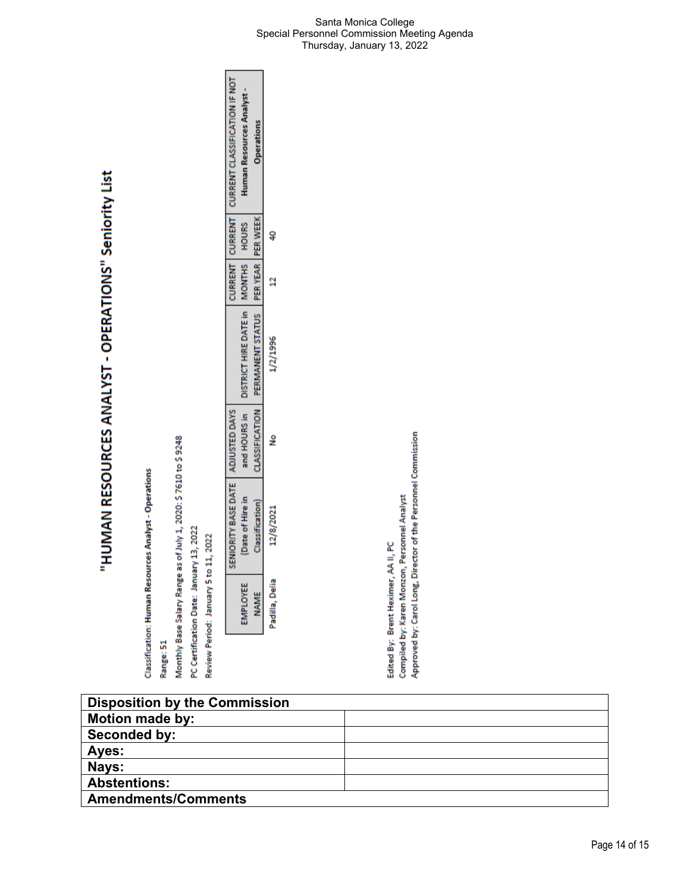# "HUMAN RESOURCES ANALYST - OPERATIONS" Seniority List

Classification: **Human Resources Analyst - Operations**

Range: 51

Monthly Base Salary Range as of July 1, 2020: $ 7610 to $ 9248

PC Certification Date: January 13, 2022

Review Period: January 5 to 11, 2022

| EMPLOYEE NAME | SENIORITY BASE DATE (Date of Hire in Classification) | ADJUSTED DAYS and HOURS in CLASSIFICATION | DISTRICT HIRE DATE in PERMANENT STATUS | CURRENT MONTHS PER YEAR | CURRENT HOURS PER WEEK | CURRENT CLASSIFICATION IF NOT Human Resources Analyst - Operations |
|---|---|---|---|---|---|---|
| Padilla, Delia | 12/8/2021 | No | 1/2/1996 | 12 | 40 | |

Edited By: Brent Heximer, AA II, PC
Compiled by: Karen Monzon, Personnel Analyst
Approved by: Carol Long, Director of the Personnel Commission

| **Disposition by the Commission** | |
|---|---|
| **Motion made by:** | |
| **Seconded by:** | |
| **Ayes:** | |
| **Nays:** | |
| **Abstentions:** | |
| **Amendments/Comments** | |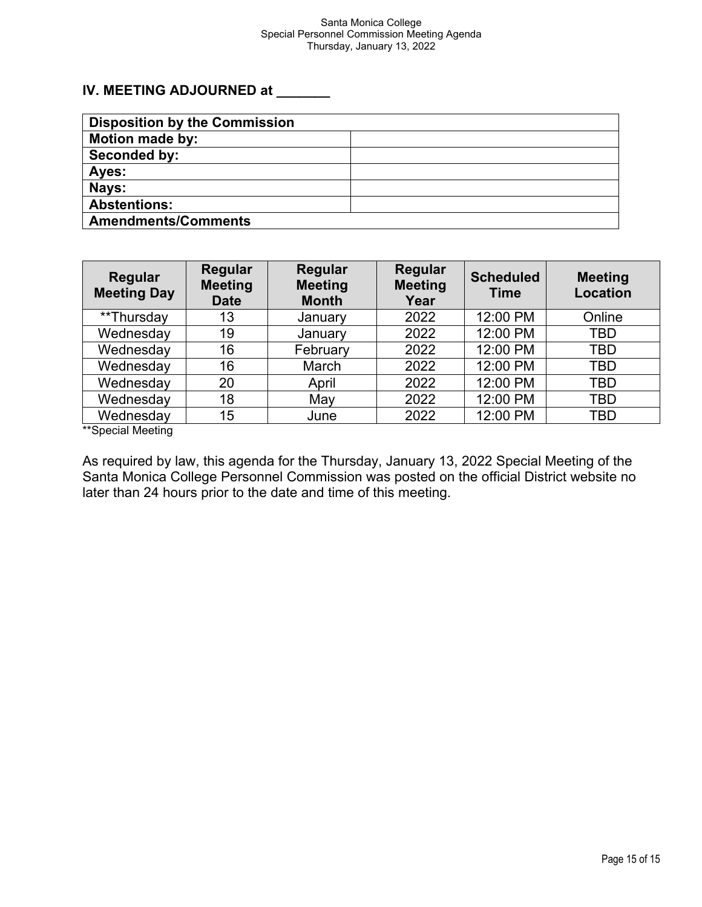## IV. MEETING ADJOURNED at _______

| Disposition by the Commission | |
|---|---|
| **Motion made by:** | |
| **Seconded by:** | |
| **Ayes:** | |
| **Nays:** | |
| **Abstentions:** | |
| **Amendments/Comments** | |

| Regular Meeting Day | Regular Meeting Date | Regular Meeting Month | Regular Meeting Year | Scheduled Time | Meeting Location |
|---|---|---|---|---|---|
| **Thursday | 13 | January | 2022 | 12:00 PM | Online |
| Wednesday | 19 | January | 2022 | 12:00 PM | TBD |
| Wednesday | 16 | February | 2022 | 12:00 PM | TBD |
| Wednesday | 16 | March | 2022 | 12:00 PM | TBD |
| Wednesday | 20 | April | 2022 | 12:00 PM | TBD |
| Wednesday | 18 | May | 2022 | 12:00 PM | TBD |
| Wednesday | 15 | June | 2022 | 12:00 PM | TBD |

**Special Meeting

As required by law, this agenda for the Thursday, January 13, 2022 Special Meeting of the Santa Monica College Personnel Commission was posted on the official District website no later than 24 hours prior to the date and time of this meeting.